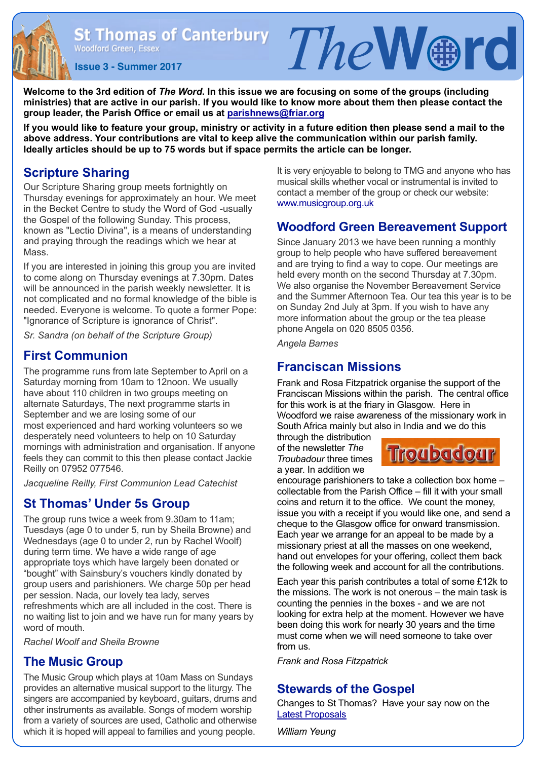# St Thomas of Canterbury

Woodford Green, Essex

**Issue 3 - Summer 2017**

# The Word

**Welcome to the 3rd edition of *The Word*. In this issue we are focusing on some of the groups (including ministries) that are active in our parish. If you would like to know more about them then please contact the group leader, the Parish Office or email us at parishnews@friar.org**

**If you would like to feature your group, ministry or activity in a future edition then please send a mail to the above address. Your contributions are vital to keep alive the communication within our parish family. Ideally articles should be up to 75 words but if space permits the article can be longer.**

## Scripture Sharing

Our Scripture Sharing group meets fortnightly on Thursday evenings for approximately an hour. We meet in the Becket Centre to study the Word of God -usually the Gospel of the following Sunday. This process, known as "Lectio Divina", is a means of understanding and praying through the readings which we hear at Mass.

If you are interested in joining this group you are invited to come along on Thursday evenings at 7.30pm. Dates will be announced in the parish weekly newsletter. It is not complicated and no formal knowledge of the bible is needed. Everyone is welcome. To quote a former Pope: "Ignorance of Scripture is ignorance of Christ".

*Sr. Sandra (on behalf of the Scripture Group)*

## First Communion

The programme runs from late September to April on a Saturday morning from 10am to 12noon. We usually have about 110 children in two groups meeting on alternate Saturdays, The next programme starts in September and we are losing some of our most experienced and hard working volunteers so we desperately need volunteers to help on 10 Saturday mornings with administration and organisation. If anyone feels they can commit to this then please contact Jackie Reilly on 07952 077546.

*Jacqueline Reilly, First Communion Lead Catechist*

## St Thomas' Under 5s Group

The group runs twice a week from 9.30am to 11am; Tuesdays (age 0 to under 5, run by Sheila Browne) and Wednesdays (age 0 to under 2, run by Rachel Woolf) during term time. We have a wide range of age appropriate toys which have largely been donated or "bought" with Sainsbury's vouchers kindly donated by group users and parishioners. We charge 50p per head per session. Nada, our lovely tea lady, serves refreshments which are all included in the cost. There is no waiting list to join and we have run for many years by word of mouth.

*Rachel Woolf and Sheila Browne*

## The Music Group

The Music Group which plays at 10am Mass on Sundays provides an alternative musical support to the liturgy. The singers are accompanied by keyboard, guitars, drums and other instruments as available. Songs of modern worship from a variety of sources are used, Catholic and otherwise which it is hoped will appeal to families and young people.

It is very enjoyable to belong to TMG and anyone who has musical skills whether vocal or instrumental is invited to contact a member of the group or check our website: www.musicgroup.org.uk

## Woodford Green Bereavement Support

Since January 2013 we have been running a monthly group to help people who have suffered bereavement and are trying to find a way to cope. Our meetings are held every month on the second Thursday at 7.30pm. We also organise the November Bereavement Service and the Summer Afternoon Tea. Our tea this year is to be on Sunday 2nd July at 3pm. If you wish to have any more information about the group or the tea please phone Angela on 020 8505 0356.

*Angela Barnes*

## Franciscan Missions

Frank and Rosa Fitzpatrick organise the support of the Franciscan Missions within the parish. The central office for this work is at the friary in Glasgow. Here in Woodford we raise awareness of the missionary work in South Africa mainly but also in India and we do this through the distribution of the newsletter *The Troubadour* three times a year. In addition we encourage parishioners to take a collection box home – collectable from the Parish Office – fill it with your small coins and return it to the office. We count the money, issue you with a receipt if you would like one, and send a cheque to the Glasgow office for onward transmission. Each year we arrange for an appeal to be made by a missionary priest at all the masses on one weekend, hand out envelopes for your offering, collect them back the following week and account for all the contributions.

Each year this parish contributes a total of some £12k to the missions. The work is not onerous – the main task is counting the pennies in the boxes - and we are not looking for extra help at the moment. However we have been doing this work for nearly 30 years and the time must come when we will need someone to take over from us.

*Frank and Rosa Fitzpatrick*

## Stewards of the Gospel

Changes to St Thomas? Have your say now on the Latest Proposals

*William Yeung*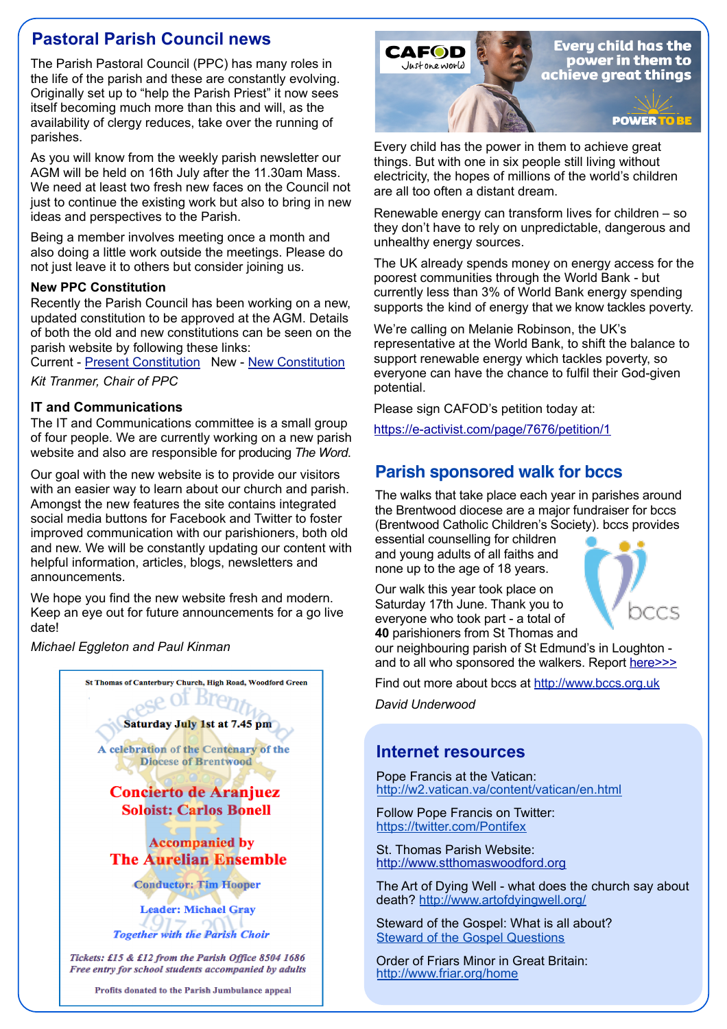## Pastoral Parish Council news

The Parish Pastoral Council (PPC) has many roles in the life of the parish and these are constantly evolving. Originally set up to "help the Parish Priest" it now sees itself becoming much more than this and will, as the availability of clergy reduces, take over the running of parishes.

As you will know from the weekly parish newsletter our AGM will be held on 16th July after the 11.30am Mass. We need at least two fresh new faces on the Council not just to continue the existing work but also to bring in new ideas and perspectives to the Parish.

Being a member involves meeting once a month and also doing a little work outside the meetings. Please do not just leave it to others but consider joining us.

**New PPC Constitution**

Recently the Parish Council has been working on a new, updated constitution to be approved at the AGM. Details of both the old and new constitutions can be seen on the parish website by following these links:
Current - Present Constitution   New - New Constitution

*Kit Tranmer, Chair of PPC*

**IT and Communications**

The IT and Communications committee is a small group of four people. We are currently working on a new parish website and also are responsible for producing *The Word*.

Our goal with the new website is to provide our visitors with an easier way to learn about our church and parish. Amongst the new features the site contains integrated social media buttons for Facebook and Twitter to foster improved communication with our parishioners, both old and new. We will be constantly updating our content with helpful information, articles, blogs, newsletters and announcements.

We hope you find the new website fresh and modern. Keep an eye out for future announcements for a go live date!

*Michael Eggleton and Paul Kinman*

St Thomas of Canterbury Church, High Road, Woodford Green

Saturday July 1st at 7.45 pm

A celebration of the Centenary of the Diocese of Brentwood

**Concierto de Aranjuez**
**Soloist: Carlos Bonell**

**Accompanied by**
**The Aurelian Ensemble**

Conductor: Tim Hooper

Leader: Michael Gray

*Together with the Parish Choir*

*Tickets: £15 & £12 from the Parish Office 8504 1686*
*Free entry for school students accompanied by adults*

Profits donated to the Parish Jumbulance appeal

CAFOD Just one world — Every child has the power in them to achieve great things — POWER TO BE

Every child has the power in them to achieve great things. But with one in six people still living without electricity, the hopes of millions of the world's children are all too often a distant dream.

Renewable energy can transform lives for children – so they don't have to rely on unpredictable, dangerous and unhealthy energy sources.

The UK already spends money on energy access for the poorest communities through the World Bank - but currently less than 3% of World Bank energy spending supports the kind of energy that we know tackles poverty.

We're calling on Melanie Robinson, the UK's representative at the World Bank, to shift the balance to support renewable energy which tackles poverty, so everyone can have the chance to fulfil their God-given potential.

Please sign CAFOD's petition today at:

https://e-activist.com/page/7676/petition/1

## Parish sponsored walk for bccs

The walks that take place each year in parishes around the Brentwood diocese are a major fundraiser for bccs (Brentwood Catholic Children's Society). bccs provides essential counselling for children and young adults of all faiths and none up to the age of 18 years.

Our walk this year took place on Saturday 17th June. Thank you to everyone who took part - a total of **40** parishioners from St Thomas and our neighbouring parish of St Edmund's in Loughton - and to all who sponsored the walkers. Report here>>>

Find out more about bccs at http://www.bccs.org.uk

*David Underwood*

## Internet resources

Pope Francis at the Vatican:
http://w2.vatican.va/content/vatican/en.html

Follow Pope Francis on Twitter:
https://twitter.com/Pontifex

St. Thomas Parish Website:
http://www.stthomaswoodford.org

The Art of Dying Well - what does the church say about death? http://www.artofdyingwell.org/

Steward of the Gospel: What is all about?
Steward of the Gospel Questions

Order of Friars Minor in Great Britain:
http://www.friar.org/home